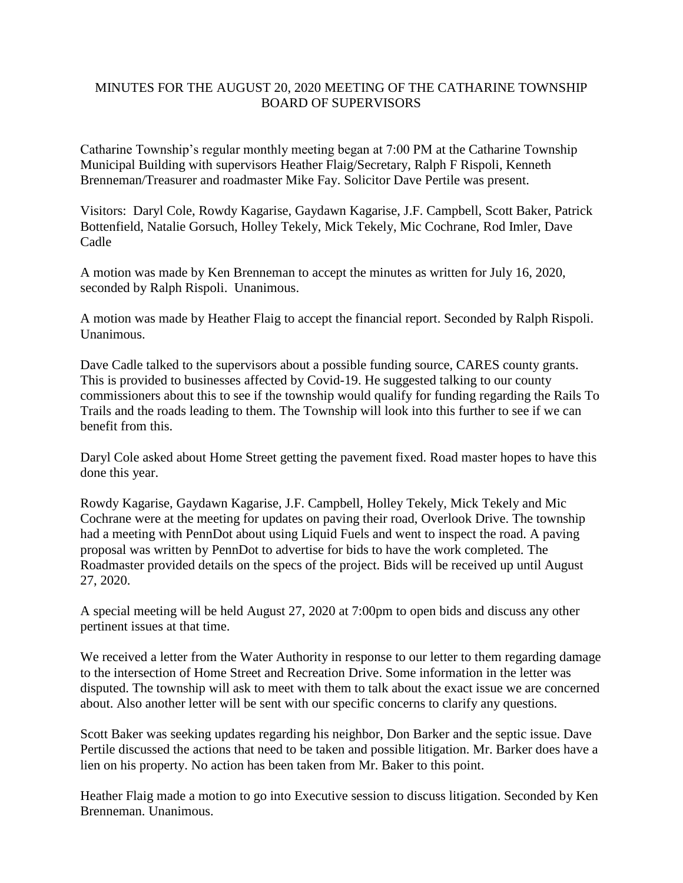# MINUTES FOR THE AUGUST 20, 2020 MEETING OF THE CATHARINE TOWNSHIP BOARD OF SUPERVISORS

Catharine Township's regular monthly meeting began at 7:00 PM at the Catharine Township Municipal Building with supervisors Heather Flaig/Secretary, Ralph F Rispoli, Kenneth Brenneman/Treasurer and roadmaster Mike Fay. Solicitor Dave Pertile was present.

Visitors: Daryl Cole, Rowdy Kagarise, Gaydawn Kagarise, J.F. Campbell, Scott Baker, Patrick Bottenfield, Natalie Gorsuch, Holley Tekely, Mick Tekely, Mic Cochrane, Rod Imler, Dave Cadle

A motion was made by Ken Brenneman to accept the minutes as written for July 16, 2020, seconded by Ralph Rispoli. Unanimous.

A motion was made by Heather Flaig to accept the financial report. Seconded by Ralph Rispoli. Unanimous.

Dave Cadle talked to the supervisors about a possible funding source, CARES county grants. This is provided to businesses affected by Covid-19. He suggested talking to our county commissioners about this to see if the township would qualify for funding regarding the Rails To Trails and the roads leading to them. The Township will look into this further to see if we can benefit from this.

Daryl Cole asked about Home Street getting the pavement fixed. Road master hopes to have this done this year.

Rowdy Kagarise, Gaydawn Kagarise, J.F. Campbell, Holley Tekely, Mick Tekely and Mic Cochrane were at the meeting for updates on paving their road, Overlook Drive. The township had a meeting with PennDot about using Liquid Fuels and went to inspect the road. A paving proposal was written by PennDot to advertise for bids to have the work completed. The Roadmaster provided details on the specs of the project. Bids will be received up until August 27, 2020.

A special meeting will be held August 27, 2020 at 7:00pm to open bids and discuss any other pertinent issues at that time.

We received a letter from the Water Authority in response to our letter to them regarding damage to the intersection of Home Street and Recreation Drive. Some information in the letter was disputed. The township will ask to meet with them to talk about the exact issue we are concerned about. Also another letter will be sent with our specific concerns to clarify any questions.

Scott Baker was seeking updates regarding his neighbor, Don Barker and the septic issue. Dave Pertile discussed the actions that need to be taken and possible litigation. Mr. Barker does have a lien on his property. No action has been taken from Mr. Baker to this point.

Heather Flaig made a motion to go into Executive session to discuss litigation. Seconded by Ken Brenneman. Unanimous.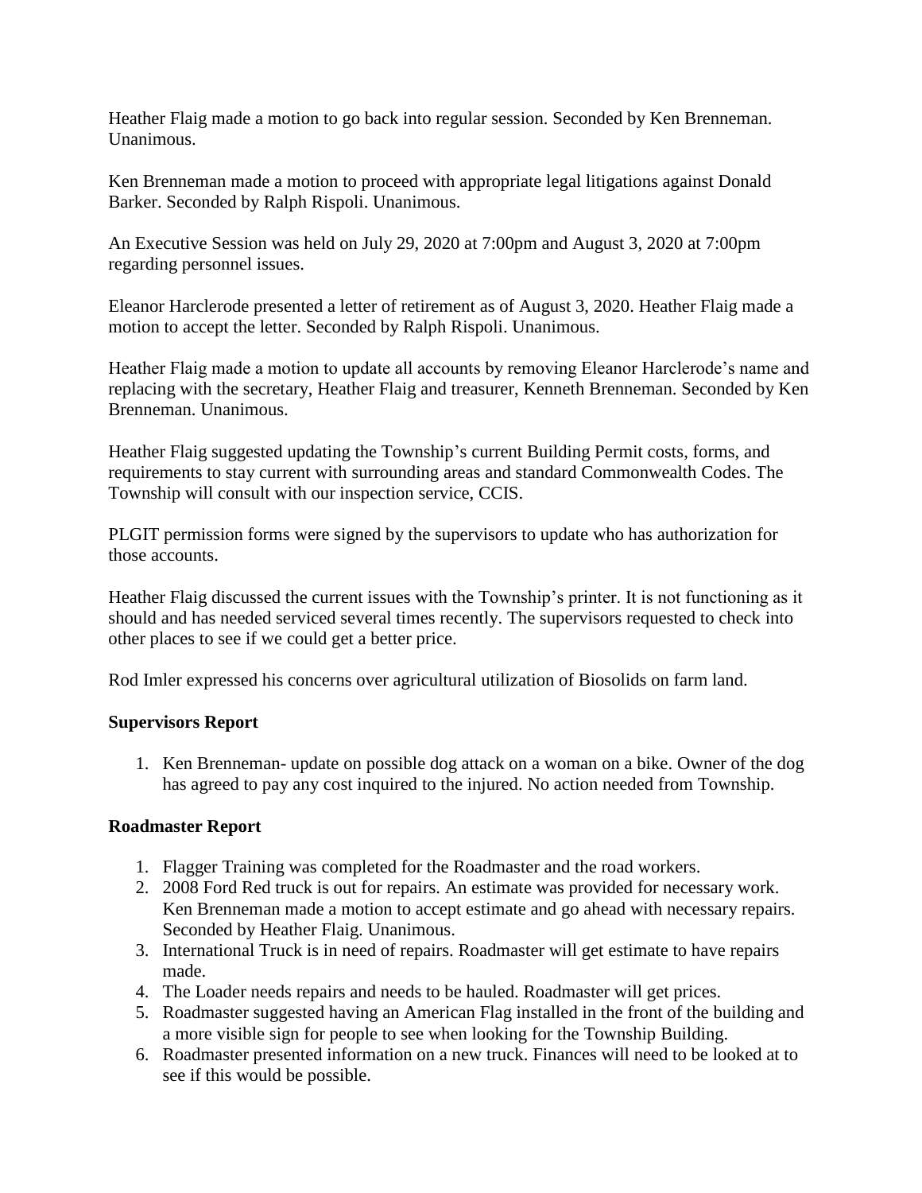Heather Flaig made a motion to go back into regular session. Seconded by Ken Brenneman. Unanimous.

Ken Brenneman made a motion to proceed with appropriate legal litigations against Donald Barker. Seconded by Ralph Rispoli. Unanimous.

An Executive Session was held on July 29, 2020 at 7:00pm and August 3, 2020 at 7:00pm regarding personnel issues.

Eleanor Harclerode presented a letter of retirement as of August 3, 2020. Heather Flaig made a motion to accept the letter. Seconded by Ralph Rispoli. Unanimous.

Heather Flaig made a motion to update all accounts by removing Eleanor Harclerode's name and replacing with the secretary, Heather Flaig and treasurer, Kenneth Brenneman. Seconded by Ken Brenneman. Unanimous.

Heather Flaig suggested updating the Township's current Building Permit costs, forms, and requirements to stay current with surrounding areas and standard Commonwealth Codes. The Township will consult with our inspection service, CCIS.

PLGIT permission forms were signed by the supervisors to update who has authorization for those accounts.

Heather Flaig discussed the current issues with the Township's printer. It is not functioning as it should and has needed serviced several times recently. The supervisors requested to check into other places to see if we could get a better price.

Rod Imler expressed his concerns over agricultural utilization of Biosolids on farm land.

**Supervisors Report**

1. Ken Brenneman- update on possible dog attack on a woman on a bike. Owner of the dog has agreed to pay any cost inquired to the injured. No action needed from Township.

**Roadmaster Report**

1. Flagger Training was completed for the Roadmaster and the road workers.
2. 2008 Ford Red truck is out for repairs. An estimate was provided for necessary work. Ken Brenneman made a motion to accept estimate and go ahead with necessary repairs. Seconded by Heather Flaig. Unanimous.
3. International Truck is in need of repairs. Roadmaster will get estimate to have repairs made.
4. The Loader needs repairs and needs to be hauled. Roadmaster will get prices.
5. Roadmaster suggested having an American Flag installed in the front of the building and a more visible sign for people to see when looking for the Township Building.
6. Roadmaster presented information on a new truck. Finances will need to be looked at to see if this would be possible.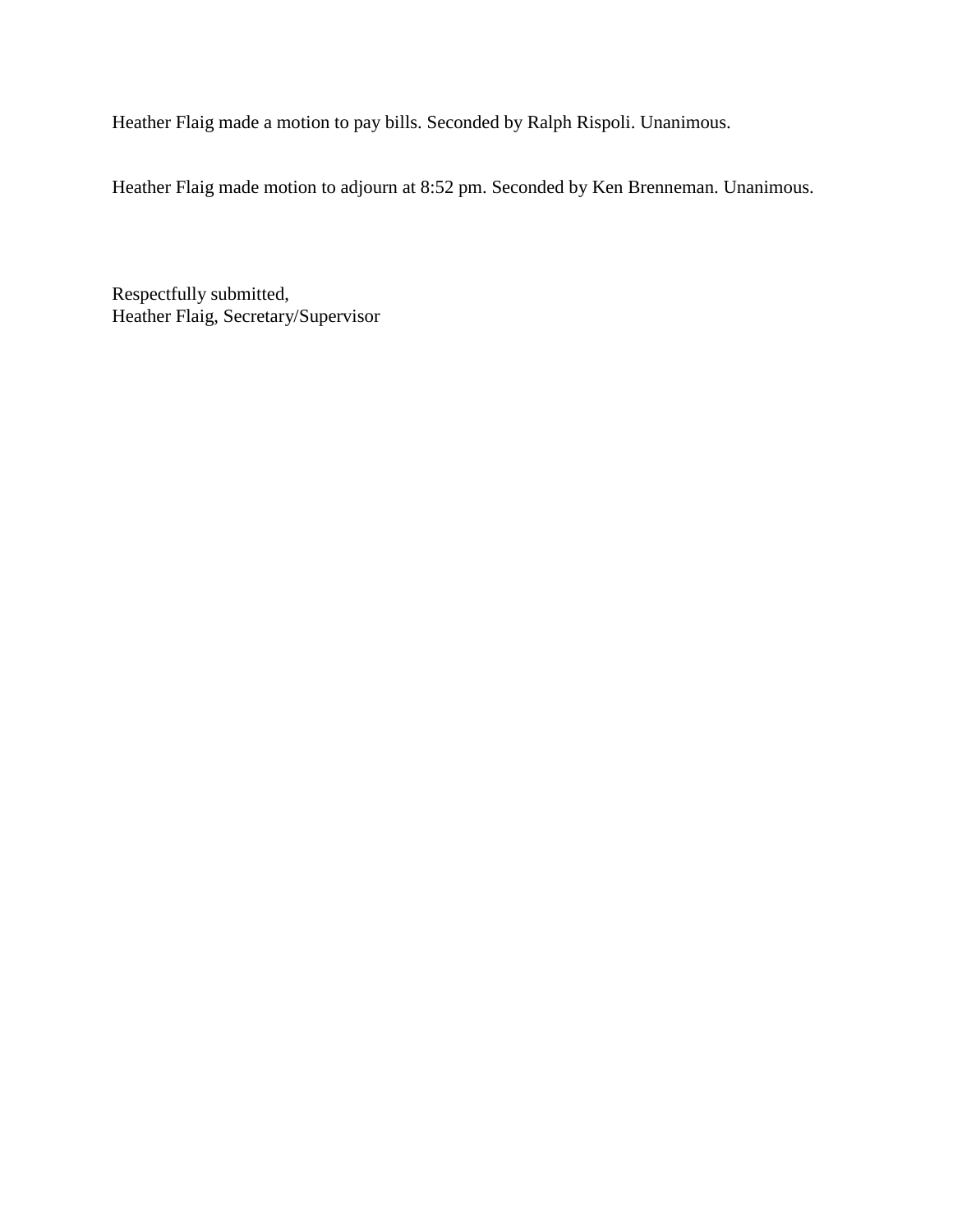Heather Flaig made a motion to pay bills. Seconded by Ralph Rispoli. Unanimous.

Heather Flaig made motion to adjourn at 8:52 pm. Seconded by Ken Brenneman. Unanimous.

Respectfully submitted,
Heather Flaig, Secretary/Supervisor